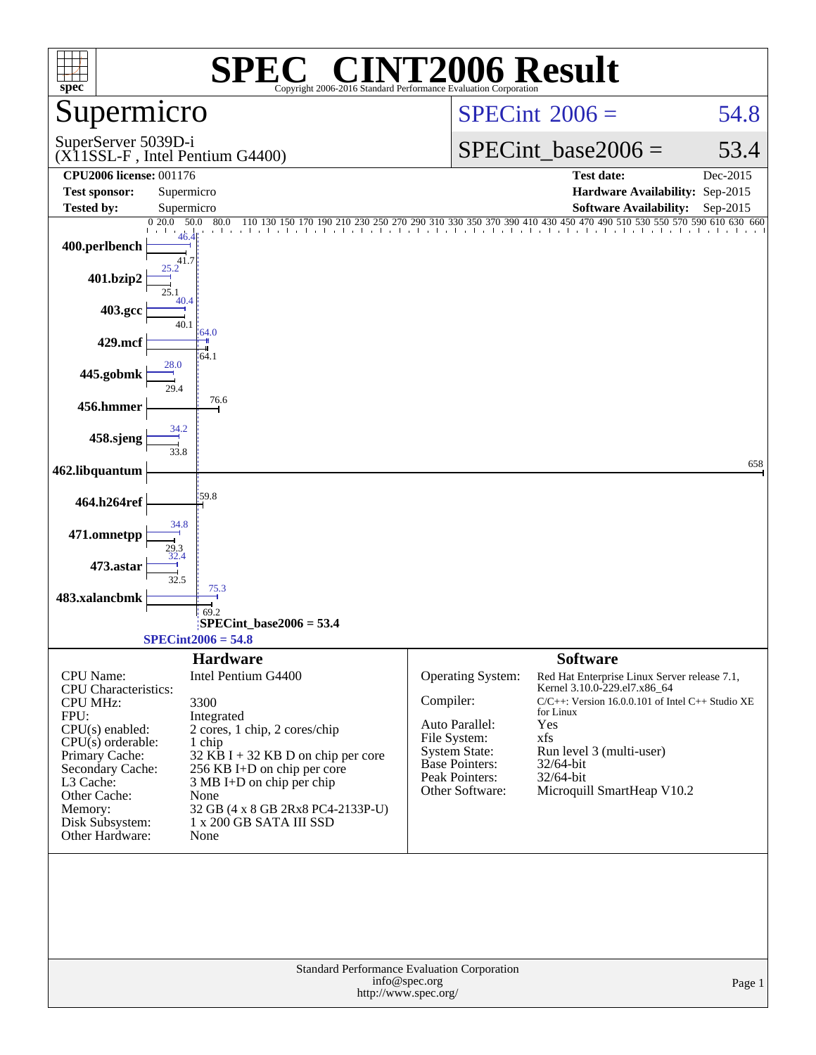# SPEC® CINT2006 Result

Copyright 2006-2016 Standard Performance Evaluation Corporation

## Supermicro

SuperServer 5039D-i
(X11SSL-F , Intel Pentium G4400)

SPECint 2006 = 54.8

SPECint_base2006 = 53.4

| | | | |
|---|---|---|---|
| **CPU2006 license:** 001176 | | **Test date:** | Dec-2015 |
| **Test sponsor:** | Supermicro | **Hardware Availability:** | Sep-2015 |
| **Tested by:** | Supermicro | **Software Availability:** | Sep-2015 |

| Benchmark | Peak | Base |
|---|---|---|
| 400.perlbench | 46.4 | 41.7 |
| 401.bzip2 | 25.2 | 25.1 |
| 403.gcc | 40.4 | 40.1 |
| 429.mcf | 64.0 | 64.1 |
| 445.gobmk | 28.0 | 29.4 |
| 456.hmmer | | 76.6 |
| 458.sjeng | 34.2 | 33.8 |
| 462.libquantum | | 658 |
| 464.h264ref | | 59.8 |
| 471.omnetpp | 34.8 | 29.3 |
| 473.astar | 32.4 | 32.5 |
| 483.xalancbmk | 75.3 | 69.2 |

SPECint_base2006 = 53.4

SPECint2006 = 54.8

### Hardware

| | |
|---|---|
| CPU Name: | Intel Pentium G4400 |
| CPU Characteristics: | |
| CPU MHz: | 3300 |
| FPU: | Integrated |
| CPU(s) enabled: | 2 cores, 1 chip, 2 cores/chip |
| CPU(s) orderable: | 1 chip |
| Primary Cache: | 32 KB I + 32 KB D on chip per core |
| Secondary Cache: | 256 KB I+D on chip per core |
| L3 Cache: | 3 MB I+D on chip per chip |
| Other Cache: | None |
| Memory: | 32 GB (4 x 8 GB 2Rx8 PC4-2133P-U) |
| Disk Subsystem: | 1 x 200 GB SATA III SSD |
| Other Hardware: | None |

### Software

| | |
|---|---|
| Operating System: | Red Hat Enterprise Linux Server release 7.1, Kernel 3.10.0-229.el7.x86_64 |
| Compiler: | C/C++: Version 16.0.0.101 of Intel C++ Studio XE for Linux |
| Auto Parallel: | Yes |
| File System: | xfs |
| System State: | Run level 3 (multi-user) |
| Base Pointers: | 32/64-bit |
| Peak Pointers: | 32/64-bit |
| Other Software: | Microquill SmartHeap V10.2 |

Standard Performance Evaluation Corporation
info@spec.org
http://www.spec.org/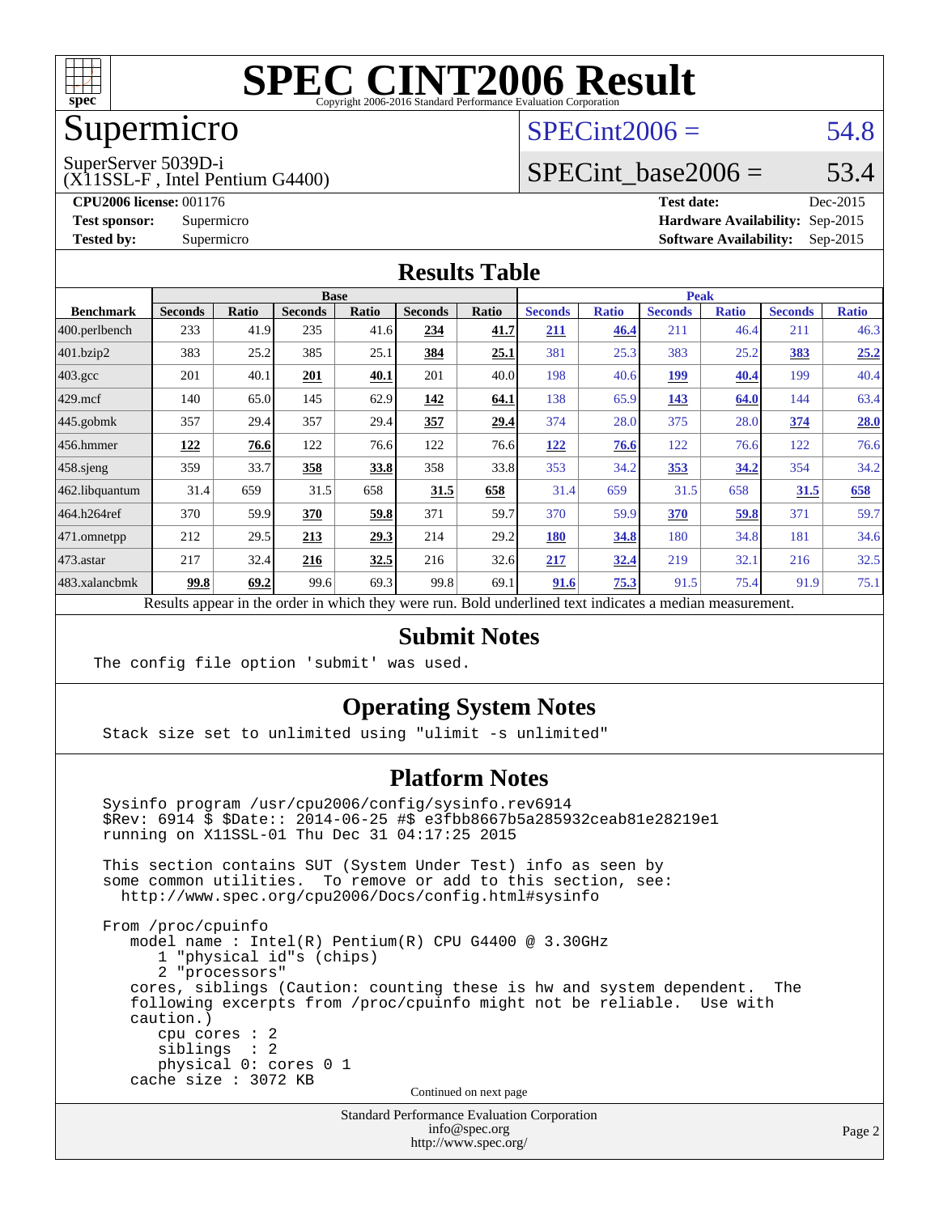# SPEC CINT2006 Result

Copyright 2006-2016 Standard Performance Evaluation Corporation

## Supermicro

SuperServer 5039D-i
(X11SSL-F , Intel Pentium G4400)

SPECint2006 = 54.8

SPECint_base2006 = 53.4

**CPU2006 license:** 001176
**Test sponsor:** Supermicro
**Tested by:** Supermicro

**Test date:** Dec-2015
**Hardware Availability:** Sep-2015
**Software Availability:** Sep-2015

## Results Table

| | Base | | | | | | Peak | | | | | |
|---|---|---|---|---|---|---|---|---|---|---|---|---|
| **Benchmark** | **Seconds** | **Ratio** | **Seconds** | **Ratio** | **Seconds** | **Ratio** | **Seconds** | **Ratio** | **Seconds** | **Ratio** | **Seconds** | **Ratio** |
| 400.perlbench | 233 | 41.9 | 235 | 41.6 | **234** | **41.7** | **211** | **46.4** | 211 | 46.4 | 211 | 46.3 |
| 401.bzip2 | 383 | 25.2 | 385 | 25.1 | **384** | **25.1** | 381 | 25.3 | 383 | 25.2 | **383** | **25.2** |
| 403.gcc | 201 | 40.1 | **201** | **40.1** | 201 | 40.0 | 198 | 40.6 | **199** | **40.4** | 199 | 40.4 |
| 429.mcf | 140 | 65.0 | 145 | 62.9 | **142** | **64.1** | 138 | 65.9 | **143** | **64.0** | 144 | 63.4 |
| 445.gobmk | 357 | 29.4 | 357 | 29.4 | **357** | **29.4** | 374 | 28.0 | 375 | 28.0 | **374** | **28.0** |
| 456.hmmer | **122** | **76.6** | 122 | 76.6 | 122 | 76.6 | **122** | **76.6** | 122 | 76.6 | 122 | 76.6 |
| 458.sjeng | 359 | 33.7 | **358** | **33.8** | 358 | 33.8 | 353 | 34.2 | **353** | **34.2** | 354 | 34.2 |
| 462.libquantum | 31.4 | 659 | 31.5 | 658 | **31.5** | **658** | 31.4 | 659 | 31.5 | 658 | **31.5** | **658** |
| 464.h264ref | 370 | 59.9 | **370** | **59.8** | 371 | 59.7 | 370 | 59.9 | **370** | **59.8** | 371 | 59.7 |
| 471.omnetpp | 212 | 29.5 | **213** | **29.3** | 214 | 29.2 | **180** | **34.8** | 180 | 34.8 | 181 | 34.6 |
| 473.astar | 217 | 32.4 | **216** | **32.5** | 216 | 32.6 | **217** | **32.4** | 219 | 32.1 | 216 | 32.5 |
| 483.xalancbmk | **99.8** | **69.2** | 99.6 | 69.3 | 99.8 | 69.1 | **91.6** | **75.3** | 91.5 | 75.4 | 91.9 | 75.1 |

Results appear in the order in which they were run. Bold underlined text indicates a median measurement.

## Submit Notes

```
The config file option 'submit' was used.
```

## Operating System Notes

```
Stack size set to unlimited using "ulimit -s unlimited"
```

## Platform Notes

```
Sysinfo program /usr/cpu2006/config/sysinfo.rev6914
$Rev: 6914 $ $Date:: 2014-06-25 #$ e3fbb8667b5a285932ceab81e28219e1
running on X11SSL-01 Thu Dec 31 04:17:25 2015

This section contains SUT (System Under Test) info as seen by
some common utilities.  To remove or add to this section, see:
  http://www.spec.org/cpu2006/Docs/config.html#sysinfo

From /proc/cpuinfo
   model name : Intel(R) Pentium(R) CPU G4400 @ 3.30GHz
      1 "physical id"s (chips)
      2 "processors"
   cores, siblings (Caution: counting these is hw and system dependent.  The
   following excerpts from /proc/cpuinfo might not be reliable.  Use with
   caution.)
      cpu cores : 2
      siblings  : 2
      physical 0: cores 0 1
   cache size : 3072 KB
```

Continued on next page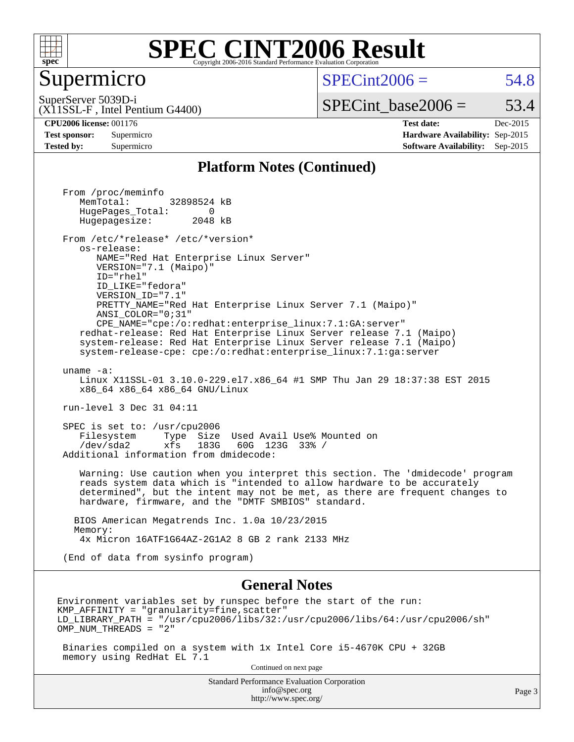# SPEC CINT2006 Result

## Supermicro

SuperServer 5039D-i
(X11SSL-F , Intel Pentium G4400)

SPECint2006 = 54.8

SPECint_base2006 = 53.4

**CPU2006 license:** 001176
**Test sponsor:** Supermicro
**Tested by:** Supermicro

**Test date:** Dec-2015
**Hardware Availability:** Sep-2015
**Software Availability:** Sep-2015

### Platform Notes (Continued)

```
From /proc/meminfo
   MemTotal:       32898524 kB
   HugePages_Total:       0
   Hugepagesize:       2048 kB

From /etc/*release* /etc/*version*
   os-release:
      NAME="Red Hat Enterprise Linux Server"
      VERSION="7.1 (Maipo)"
      ID="rhel"
      ID_LIKE="fedora"
      VERSION_ID="7.1"
      PRETTY_NAME="Red Hat Enterprise Linux Server 7.1 (Maipo)"
      ANSI_COLOR="0;31"
      CPE_NAME="cpe:/o:redhat:enterprise_linux:7.1:GA:server"
   redhat-release: Red Hat Enterprise Linux Server release 7.1 (Maipo)
   system-release: Red Hat Enterprise Linux Server release 7.1 (Maipo)
   system-release-cpe: cpe:/o:redhat:enterprise_linux:7.1:ga:server

uname -a:
   Linux X11SSL-01 3.10.0-229.el7.x86_64 #1 SMP Thu Jan 29 18:37:38 EST 2015
   x86_64 x86_64 x86_64 GNU/Linux

run-level 3 Dec 31 04:11

SPEC is set to: /usr/cpu2006
   Filesystem     Type  Size  Used Avail Use% Mounted on
   /dev/sda2      xfs   183G   60G  123G  33% /
Additional information from dmidecode:

   Warning: Use caution when you interpret this section. The 'dmidecode' program
   reads system data which is "intended to allow hardware to be accurately
   determined", but the intent may not be met, as there are frequent changes to
   hardware, firmware, and the "DMTF SMBIOS" standard.

  BIOS American Megatrends Inc. 1.0a 10/23/2015
  Memory:
   4x Micron 16ATF1G64AZ-2G1A2 8 GB 2 rank 2133 MHz

(End of data from sysinfo program)
```

### General Notes

```
Environment variables set by runspec before the start of the run:
KMP_AFFINITY = "granularity=fine,scatter"
LD_LIBRARY_PATH = "/usr/cpu2006/libs/32:/usr/cpu2006/libs/64:/usr/cpu2006/sh"
OMP_NUM_THREADS = "2"

 Binaries compiled on a system with 1x Intel Core i5-4670K CPU + 32GB
 memory using RedHat EL 7.1
```

Continued on next page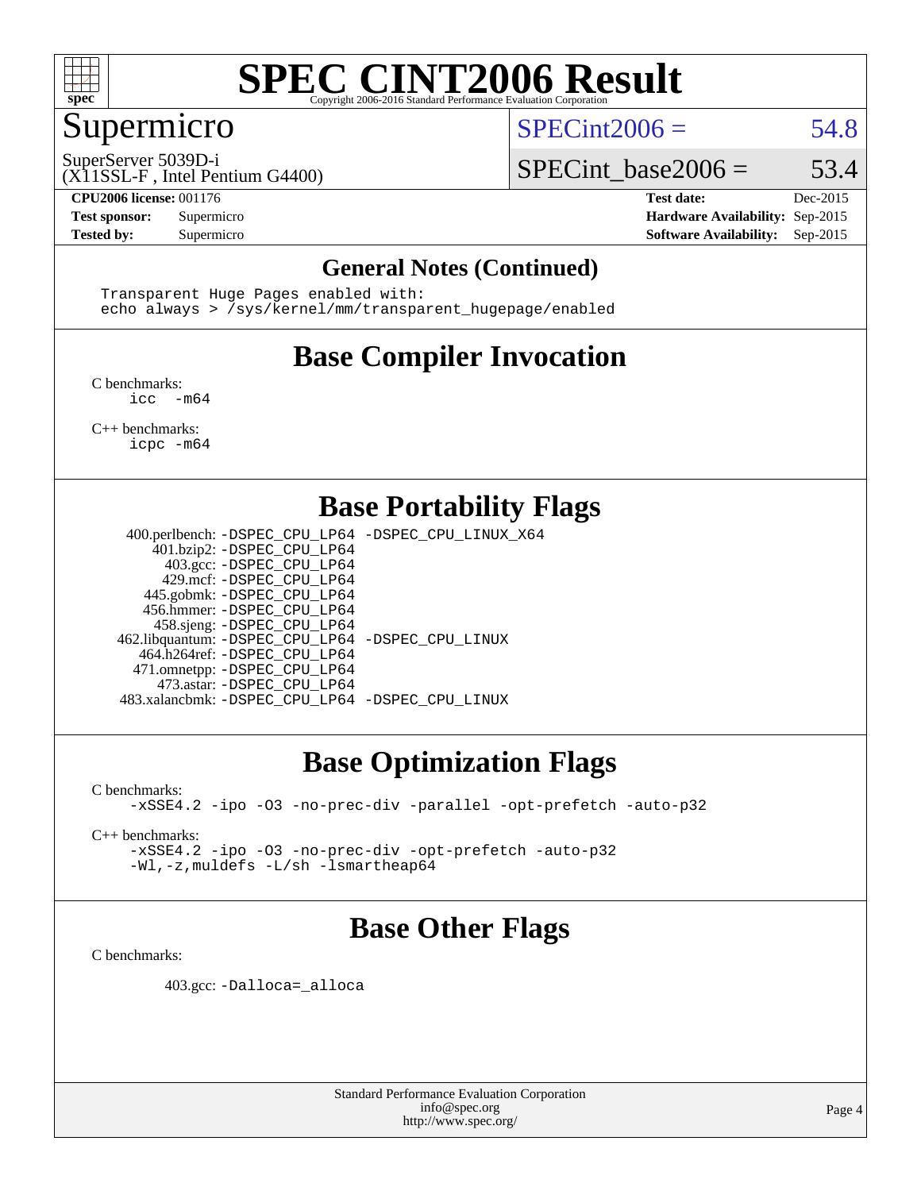# SPEC CINT2006 Result

Copyright 2006-2016 Standard Performance Evaluation Corporation

## Supermicro

SuperServer 5039D-i
(X11SSL-F , Intel Pentium G4400)

SPECint2006 = 54.8

SPECint_base2006 = 53.4

**CPU2006 license:** 001176
**Test sponsor:** Supermicro
**Tested by:** Supermicro

**Test date:** Dec-2015
**Hardware Availability:** Sep-2015
**Software Availability:** Sep-2015

### General Notes (Continued)

```
Transparent Huge Pages enabled with:
echo always > /sys/kernel/mm/transparent_hugepage/enabled
```

## Base Compiler Invocation

C benchmarks:
```
icc  -m64
```

C++ benchmarks:
```
icpc -m64
```

## Base Portability Flags

| | |
|---|---|
| 400.perlbench: | -DSPEC_CPU_LP64 -DSPEC_CPU_LINUX_X64 |
| 401.bzip2: | -DSPEC_CPU_LP64 |
| 403.gcc: | -DSPEC_CPU_LP64 |
| 429.mcf: | -DSPEC_CPU_LP64 |
| 445.gobmk: | -DSPEC_CPU_LP64 |
| 456.hmmer: | -DSPEC_CPU_LP64 |
| 458.sjeng: | -DSPEC_CPU_LP64 |
| 462.libquantum: | -DSPEC_CPU_LP64 -DSPEC_CPU_LINUX |
| 464.h264ref: | -DSPEC_CPU_LP64 |
| 471.omnetpp: | -DSPEC_CPU_LP64 |
| 473.astar: | -DSPEC_CPU_LP64 |
| 483.xalancbmk: | -DSPEC_CPU_LP64 -DSPEC_CPU_LINUX |

## Base Optimization Flags

C benchmarks:
```
-xSSE4.2 -ipo -O3 -no-prec-div -parallel -opt-prefetch -auto-p32
```

C++ benchmarks:
```
-xSSE4.2 -ipo -O3 -no-prec-div -opt-prefetch -auto-p32
-Wl,-z,muldefs -L/sh -lsmartheap64
```

## Base Other Flags

C benchmarks:

403.gcc: `-Dalloca=_alloca`

Standard Performance Evaluation Corporation
info@spec.org
http://www.spec.org/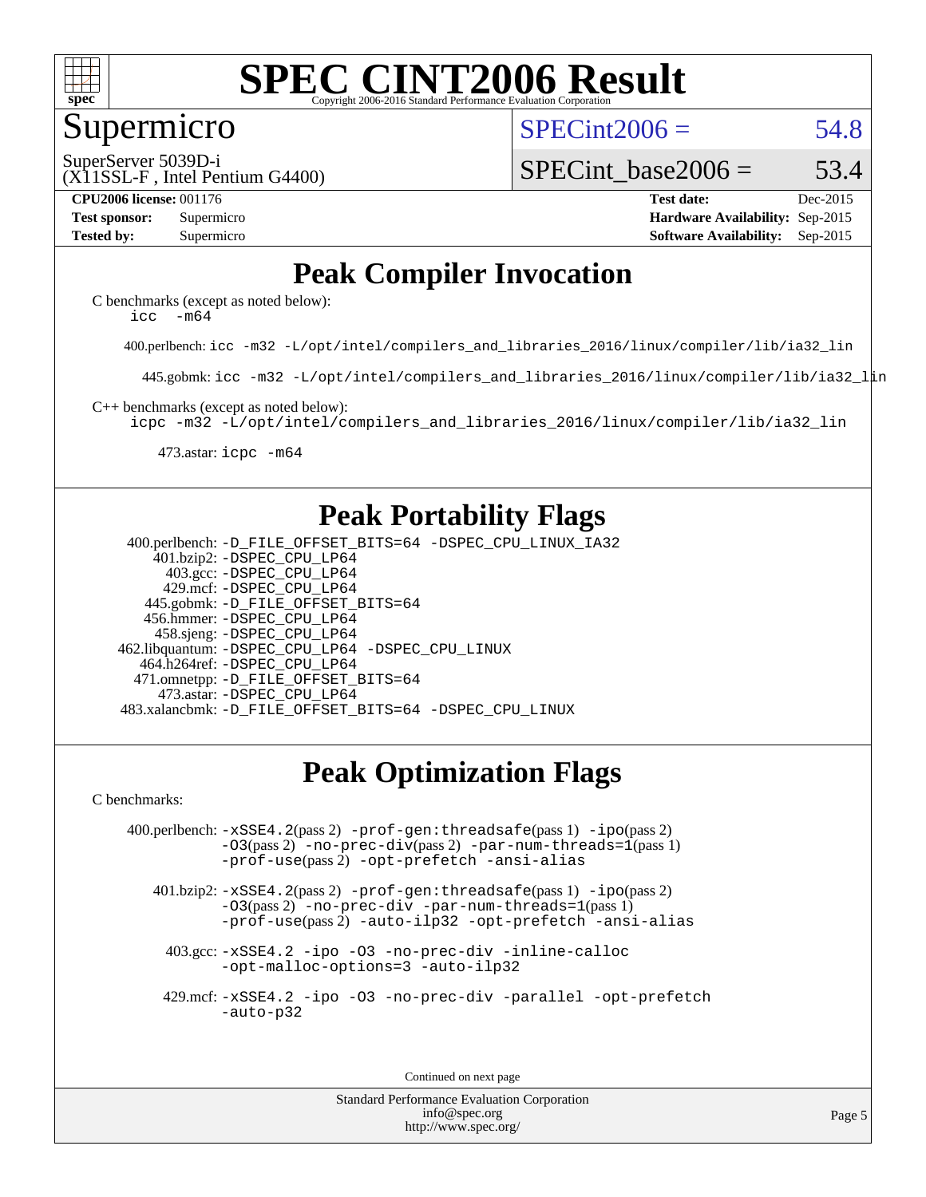# SPEC CINT2006 Result

Copyright 2006-2016 Standard Performance Evaluation Corporation

## Supermicro

SuperServer 5039D-i
(X11SSL-F , Intel Pentium G4400)

SPECint2006 = 54.8

SPECint_base2006 = 53.4

| | | | |
|---|---|---|---|
| **CPU2006 license:** 001176 | | **Test date:** | Dec-2015 |
| **Test sponsor:** | Supermicro | **Hardware Availability:** | Sep-2015 |
| **Tested by:** | Supermicro | **Software Availability:** | Sep-2015 |

## Peak Compiler Invocation

C benchmarks (except as noted below):
`icc -m64`

400.perlbench: `icc -m32 -L/opt/intel/compilers_and_libraries_2016/linux/compiler/lib/ia32_lin`

445.gobmk: `icc -m32 -L/opt/intel/compilers_and_libraries_2016/linux/compiler/lib/ia32_lin`

C++ benchmarks (except as noted below):
`icpc -m32 -L/opt/intel/compilers_and_libraries_2016/linux/compiler/lib/ia32_lin`

473.astar: `icpc -m64`

## Peak Portability Flags

400.perlbench: `-D_FILE_OFFSET_BITS=64 -DSPEC_CPU_LINUX_IA32`
401.bzip2: `-DSPEC_CPU_LP64`
403.gcc: `-DSPEC_CPU_LP64`
429.mcf: `-DSPEC_CPU_LP64`
445.gobmk: `-D_FILE_OFFSET_BITS=64`
456.hmmer: `-DSPEC_CPU_LP64`
458.sjeng: `-DSPEC_CPU_LP64`
462.libquantum: `-DSPEC_CPU_LP64 -DSPEC_CPU_LINUX`
464.h264ref: `-DSPEC_CPU_LP64`
471.omnetpp: `-D_FILE_OFFSET_BITS=64`
473.astar: `-DSPEC_CPU_LP64`
483.xalancbmk: `-D_FILE_OFFSET_BITS=64 -DSPEC_CPU_LINUX`

## Peak Optimization Flags

C benchmarks:

400.perlbench: `-xSSE4.2`(pass 2) `-prof-gen:threadsafe`(pass 1) `-ipo`(pass 2) `-O3`(pass 2) `-no-prec-div`(pass 2) `-par-num-threads=1`(pass 1) `-prof-use`(pass 2) `-opt-prefetch -ansi-alias`

401.bzip2: `-xSSE4.2`(pass 2) `-prof-gen:threadsafe`(pass 1) `-ipo`(pass 2) `-O3`(pass 2) `-no-prec-div -par-num-threads=1`(pass 1) `-prof-use`(pass 2) `-auto-ilp32 -opt-prefetch -ansi-alias`

403.gcc: `-xSSE4.2 -ipo -O3 -no-prec-div -inline-calloc -opt-malloc-options=3 -auto-ilp32`

429.mcf: `-xSSE4.2 -ipo -O3 -no-prec-div -parallel -opt-prefetch -auto-p32`

Continued on next page

Standard Performance Evaluation Corporation
info@spec.org
http://www.spec.org/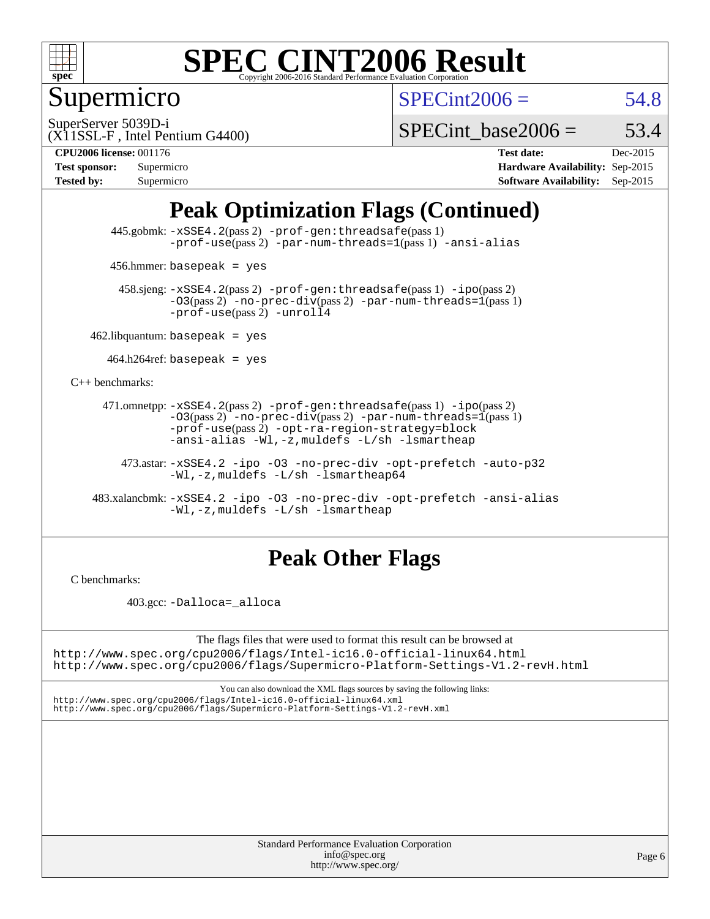## Peak Optimization Flags (Continued)

445.gobmk: -xSSE4.2(pass 2) -prof-gen:threadsafe(pass 1) -prof-use(pass 2) -par-num-threads=1(pass 1) -ansi-alias

456.hmmer: basepeak = yes

458.sjeng: -xSSE4.2(pass 2) -prof-gen:threadsafe(pass 1) -ipo(pass 2) -O3(pass 2) -no-prec-div(pass 2) -par-num-threads=1(pass 1) -prof-use(pass 2) -unroll4

462.libquantum: basepeak = yes

464.h264ref: basepeak = yes

C++ benchmarks:

471.omnetpp: -xSSE4.2(pass 2) -prof-gen:threadsafe(pass 1) -ipo(pass 2) -O3(pass 2) -no-prec-div(pass 2) -par-num-threads=1(pass 1) -prof-use(pass 2) -opt-ra-region-strategy=block -ansi-alias -Wl,-z,muldefs -L/sh -lsmartheap

473.astar: -xSSE4.2 -ipo -O3 -no-prec-div -opt-prefetch -auto-p32 -Wl,-z,muldefs -L/sh -lsmartheap64

483.xalancbmk: -xSSE4.2 -ipo -O3 -no-prec-div -opt-prefetch -ansi-alias -Wl,-z,muldefs -L/sh -lsmartheap

## Peak Other Flags

C benchmarks:

403.gcc: -Dalloca=_alloca

The flags files that were used to format this result can be browsed at
http://www.spec.org/cpu2006/flags/Intel-ic16.0-official-linux64.html
http://www.spec.org/cpu2006/flags/Supermicro-Platform-Settings-V1.2-revH.html

You can also download the XML flags sources by saving the following links:
http://www.spec.org/cpu2006/flags/Intel-ic16.0-official-linux64.xml
http://www.spec.org/cpu2006/flags/Supermicro-Platform-Settings-V1.2-revH.xml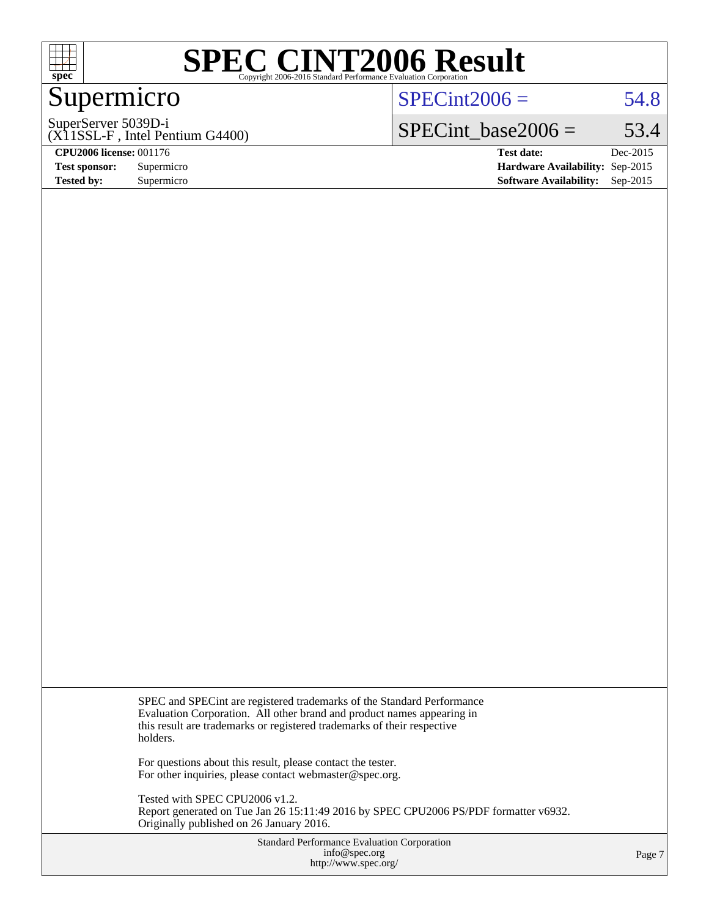SPEC and SPECint are registered trademarks of the Standard Performance Evaluation Corporation. All other brand and product names appearing in this result are trademarks or registered trademarks of their respective holders.

For questions about this result, please contact the tester.
For other inquiries, please contact webmaster@spec.org.

Tested with SPEC CPU2006 v1.2.
Report generated on Tue Jan 26 15:11:49 2016 by SPEC CPU2006 PS/PDF formatter v6932.
Originally published on 26 January 2016.